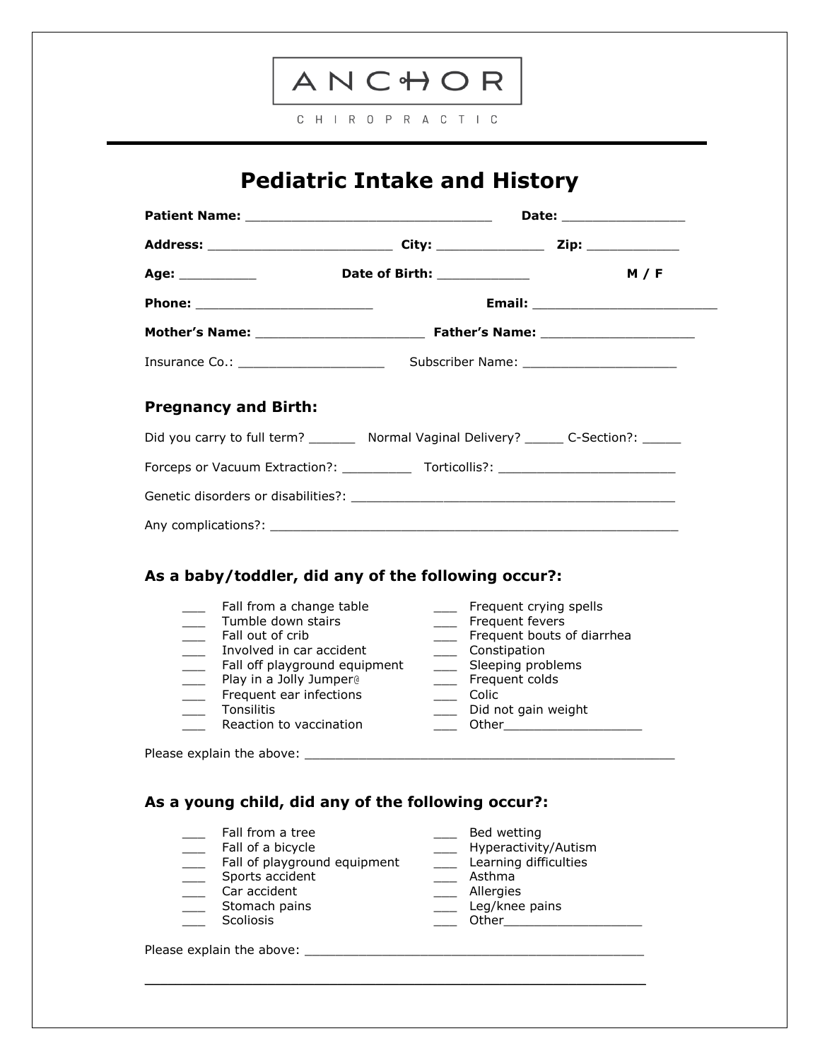ANCHOR

CHIROPRACTIC

# Pediatric Intake and History

**Patient Name:** ______________________________ **Date:** _______________

**Address:** ______________________ **City:** _____________ **Zip:** ___________

**Age:** _________ **Date of Birth:** ___________ **M / F**

**Phone:** _____________________ **Email:** ______________________

**Mother's Name:** ____________________ **Father's Name:** __________________

Insurance Co.: __________________ Subscriber Name: __________________

## Pregnancy and Birth:

Did you carry to full term? ______ Normal Vaginal Delivery? _____ C-Section?: _____

Forceps or Vacuum Extraction?: _________ Torticollis?: _______________________

Genetic disorders or disabilities?: __________________________________________

Any complications?: ____________________________________________________

## As a baby/toddler, did any of the following occur?:

- ___ Fall from a change table
- ___ Tumble down stairs
- ___ Fall out of crib
- ___ Involved in car accident
- ___ Fall off playground equipment
- ___ Play in a Jolly Jumper@
- ___ Frequent ear infections
- ___ Tonsilitis
- ___ Reaction to vaccination
- ___ Frequent crying spells
- ___ Frequent fevers
- ___ Frequent bouts of diarrhea
- ___ Constipation
- ___ Sleeping problems
- ___ Frequent colds
- ___ Colic
- ___ Did not gain weight
- ___ Other_________________

Please explain the above: _______________________________________________

## As a young child, did any of the following occur?:

- ___ Fall from a tree
- ___ Fall of a bicycle
- ___ Fall of playground equipment
- ___ Sports accident
- ___ Car accident
- ___ Stomach pains
- ___ Scoliosis
- ___ Bed wetting
- ___ Hyperactivity/Autism
- ___ Learning difficulties
- ___ Asthma
- ___ Allergies
- ___ Leg/knee pains
- ___ Other_________________

Please explain the above: ___________________________________________

_______________________________________________________________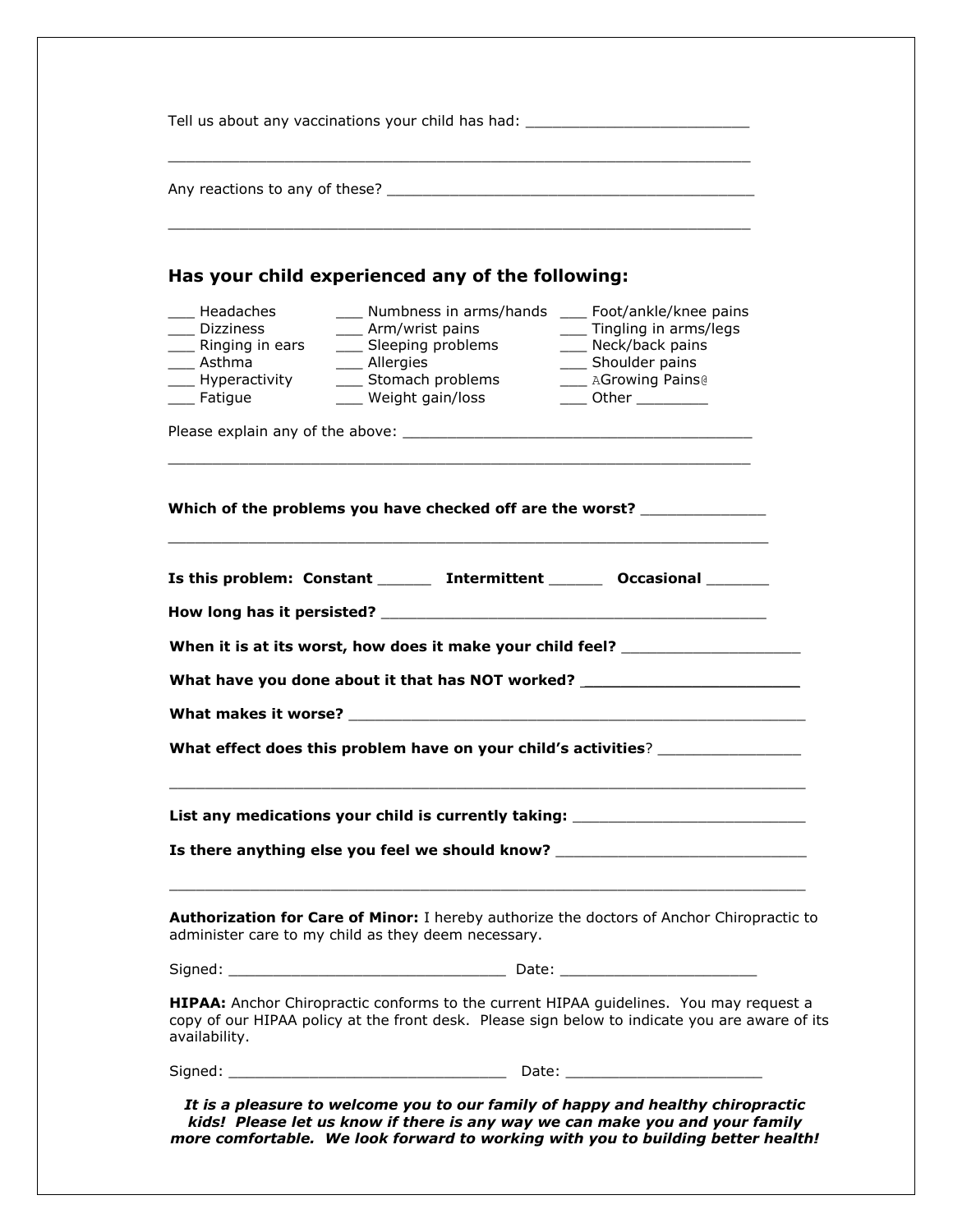Tell us about any vaccinations your child has had: ________________________

________________________________________________________________

Any reactions to any of these? ________________________________________

________________________________________________________________

## Has your child experienced any of the following:

| | | |
|---|---|---|
| ___ Headaches | ___ Numbness in arms/hands | ___ Foot/ankle/knee pains |
| ___ Dizziness | ___ Arm/wrist pains | ___ Tingling in arms/legs |
| ___ Ringing in ears | ___ Sleeping problems | ___ Neck/back pains |
| ___ Asthma | ___ Allergies | ___ Shoulder pains |
| ___ Hyperactivity | ___ Stomach problems | ___ AGrowing Pains@ |
| ___ Fatigue | ___ Weight gain/loss | ___ Other ________ |

Please explain any of the above: ______________________________________

________________________________________________________________

**Which of the problems you have checked off are the worst?** _____________

________________________________________________________________

**Is this problem: Constant** ______ **Intermittent** ______ **Occasional** _______

**How long has it persisted?** __________________________________________

**When it is at its worst, how does it make your child feel?** __________________

**What have you done about it that has NOT worked?** ______________________

**What makes it worse?** ________________________________________________

**What effect does this problem have on your child's activities**? _______________

________________________________________________________________

**List any medications your child is currently taking:** ________________________

**Is there anything else you feel we should know?** __________________________

________________________________________________________________

**Authorization for Care of Minor:** I hereby authorize the doctors of Anchor Chiropractic to administer care to my child as they deem necessary.

Signed: ______________________________ Date: _____________________

**HIPAA:** Anchor Chiropractic conforms to the current HIPAA guidelines. You may request a copy of our HIPAA policy at the front desk. Please sign below to indicate you are aware of its availability.

Signed: ______________________________ Date: _____________________

***It is a pleasure to welcome you to our family of happy and healthy chiropractic kids! Please let us know if there is any way we can make you and your family more comfortable. We look forward to working with you to building better health!***